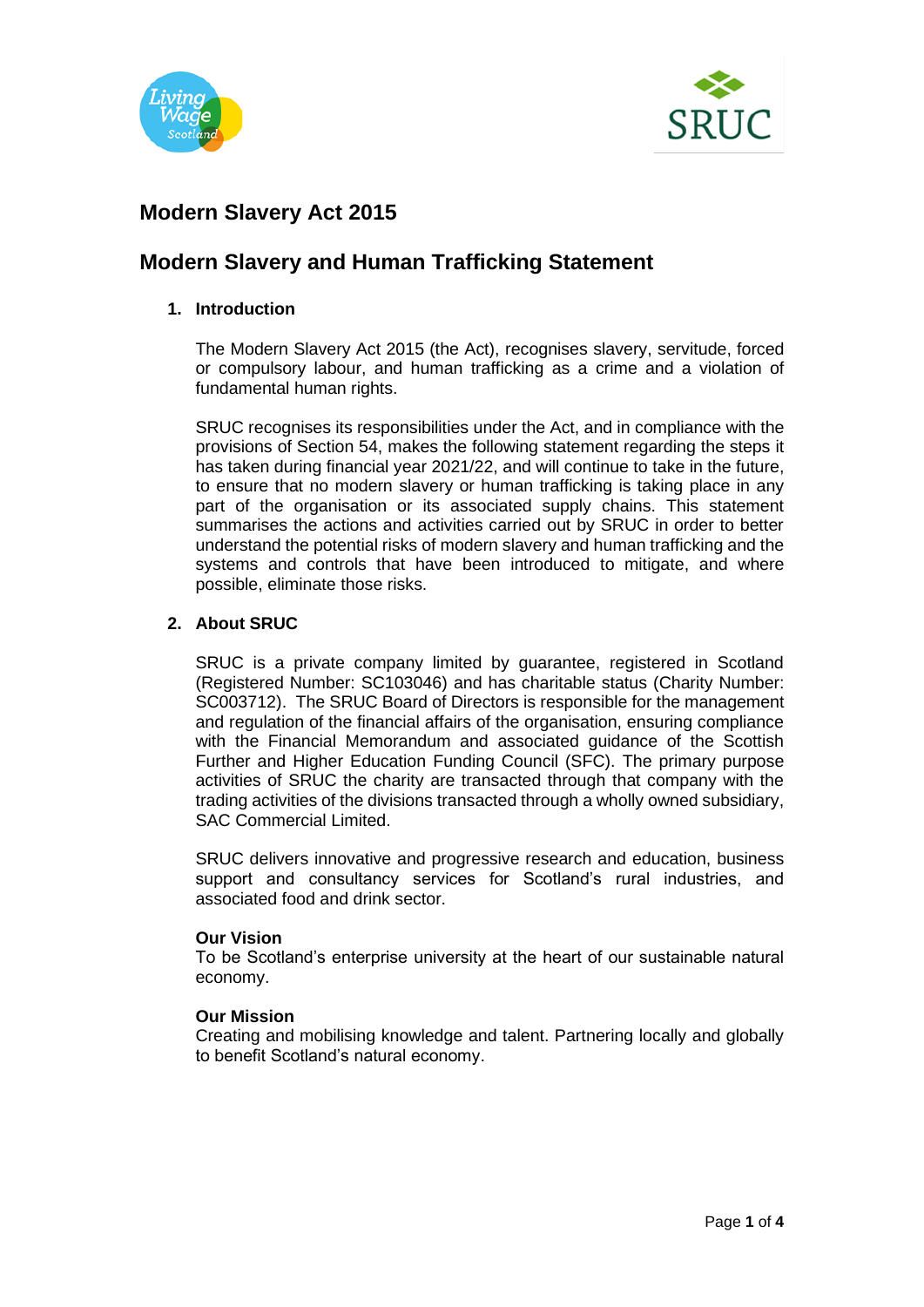# Modern Slavery Act 2015

# Modern Slavery and Human Trafficking Statement

## 1. Introduction

The Modern Slavery Act 2015 (the Act), recognises slavery, servitude, forced or compulsory labour, and human trafficking as a crime and a violation of fundamental human rights.

SRUC recognises its responsibilities under the Act, and in compliance with the provisions of Section 54, makes the following statement regarding the steps it has taken during financial year 2021/22, and will continue to take in the future, to ensure that no modern slavery or human trafficking is taking place in any part of the organisation or its associated supply chains. This statement summarises the actions and activities carried out by SRUC in order to better understand the potential risks of modern slavery and human trafficking and the systems and controls that have been introduced to mitigate, and where possible, eliminate those risks.

## 2. About SRUC

SRUC is a private company limited by guarantee, registered in Scotland (Registered Number: SC103046) and has charitable status (Charity Number: SC003712). The SRUC Board of Directors is responsible for the management and regulation of the financial affairs of the organisation, ensuring compliance with the Financial Memorandum and associated guidance of the Scottish Further and Higher Education Funding Council (SFC). The primary purpose activities of SRUC the charity are transacted through that company with the trading activities of the divisions transacted through a wholly owned subsidiary, SAC Commercial Limited.

SRUC delivers innovative and progressive research and education, business support and consultancy services for Scotland's rural industries, and associated food and drink sector.

**Our Vision**
To be Scotland's enterprise university at the heart of our sustainable natural economy.

**Our Mission**
Creating and mobilising knowledge and talent. Partnering locally and globally to benefit Scotland's natural economy.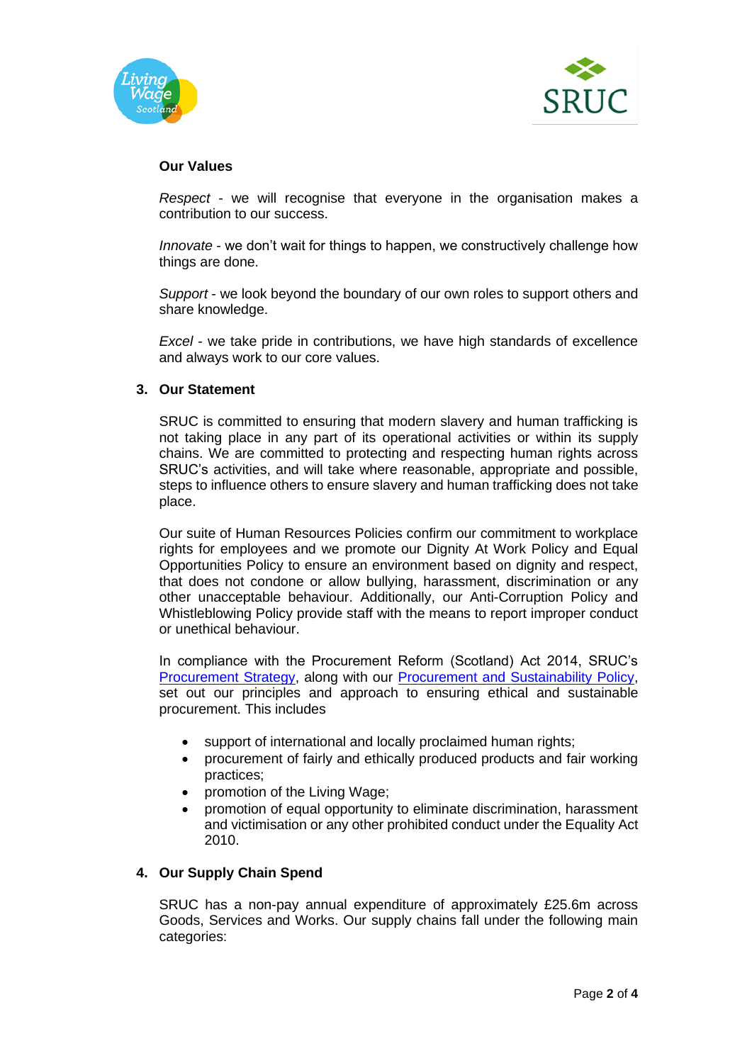**Our Values**

*Respect* - we will recognise that everyone in the organisation makes a contribution to our success.

*Innovate* - we don't wait for things to happen, we constructively challenge how things are done.

*Support* - we look beyond the boundary of our own roles to support others and share knowledge.

*Excel* - we take pride in contributions, we have high standards of excellence and always work to our core values.

## 3. Our Statement

SRUC is committed to ensuring that modern slavery and human trafficking is not taking place in any part of its operational activities or within its supply chains. We are committed to protecting and respecting human rights across SRUC's activities, and will take where reasonable, appropriate and possible, steps to influence others to ensure slavery and human trafficking does not take place.

Our suite of Human Resources Policies confirm our commitment to workplace rights for employees and we promote our Dignity At Work Policy and Equal Opportunities Policy to ensure an environment based on dignity and respect, that does not condone or allow bullying, harassment, discrimination or any other unacceptable behaviour. Additionally, our Anti-Corruption Policy and Whistleblowing Policy provide staff with the means to report improper conduct or unethical behaviour.

In compliance with the Procurement Reform (Scotland) Act 2014, SRUC's Procurement Strategy, along with our Procurement and Sustainability Policy, set out our principles and approach to ensuring ethical and sustainable procurement. This includes

- support of international and locally proclaimed human rights;
- procurement of fairly and ethically produced products and fair working practices;
- promotion of the Living Wage;
- promotion of equal opportunity to eliminate discrimination, harassment and victimisation or any other prohibited conduct under the Equality Act 2010.

## 4. Our Supply Chain Spend

SRUC has a non-pay annual expenditure of approximately £25.6m across Goods, Services and Works. Our supply chains fall under the following main categories: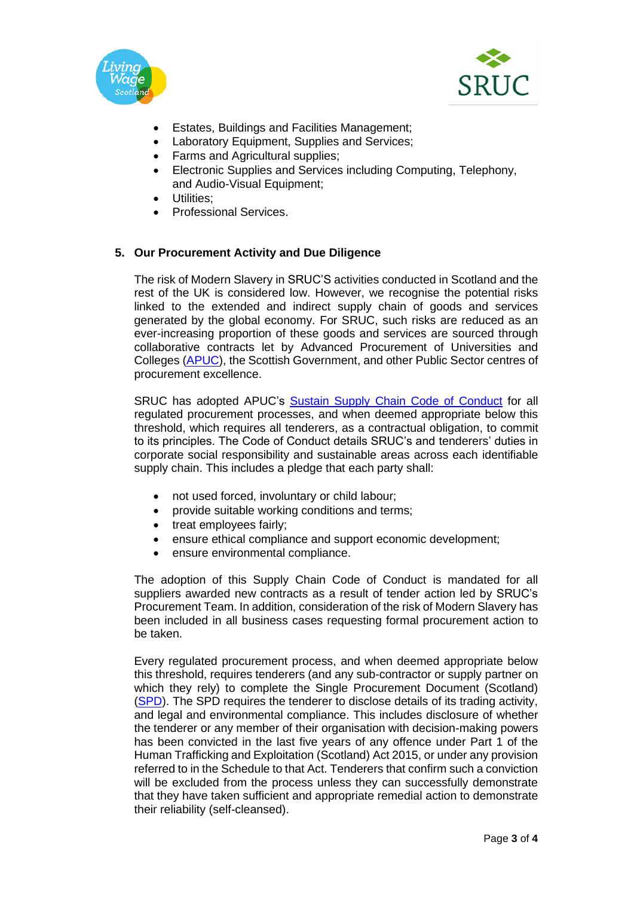- Estates, Buildings and Facilities Management;
- Laboratory Equipment, Supplies and Services;
- Farms and Agricultural supplies;
- Electronic Supplies and Services including Computing, Telephony, and Audio-Visual Equipment;
- Utilities;
- Professional Services.

## 5. Our Procurement Activity and Due Diligence

The risk of Modern Slavery in SRUC'S activities conducted in Scotland and the rest of the UK is considered low. However, we recognise the potential risks linked to the extended and indirect supply chain of goods and services generated by the global economy. For SRUC, such risks are reduced as an ever-increasing proportion of these goods and services are sourced through collaborative contracts let by Advanced Procurement of Universities and Colleges (APUC), the Scottish Government, and other Public Sector centres of procurement excellence.

SRUC has adopted APUC's Sustain Supply Chain Code of Conduct for all regulated procurement processes, and when deemed appropriate below this threshold, which requires all tenderers, as a contractual obligation, to commit to its principles. The Code of Conduct details SRUC's and tenderers' duties in corporate social responsibility and sustainable areas across each identifiable supply chain. This includes a pledge that each party shall:

- not used forced, involuntary or child labour;
- provide suitable working conditions and terms;
- treat employees fairly;
- ensure ethical compliance and support economic development;
- ensure environmental compliance.

The adoption of this Supply Chain Code of Conduct is mandated for all suppliers awarded new contracts as a result of tender action led by SRUC's Procurement Team. In addition, consideration of the risk of Modern Slavery has been included in all business cases requesting formal procurement action to be taken.

Every regulated procurement process, and when deemed appropriate below this threshold, requires tenderers (and any sub-contractor or supply partner on which they rely) to complete the Single Procurement Document (Scotland) (SPD). The SPD requires the tenderer to disclose details of its trading activity, and legal and environmental compliance. This includes disclosure of whether the tenderer or any member of their organisation with decision-making powers has been convicted in the last five years of any offence under Part 1 of the Human Trafficking and Exploitation (Scotland) Act 2015, or under any provision referred to in the Schedule to that Act. Tenderers that confirm such a conviction will be excluded from the process unless they can successfully demonstrate that they have taken sufficient and appropriate remedial action to demonstrate their reliability (self-cleansed).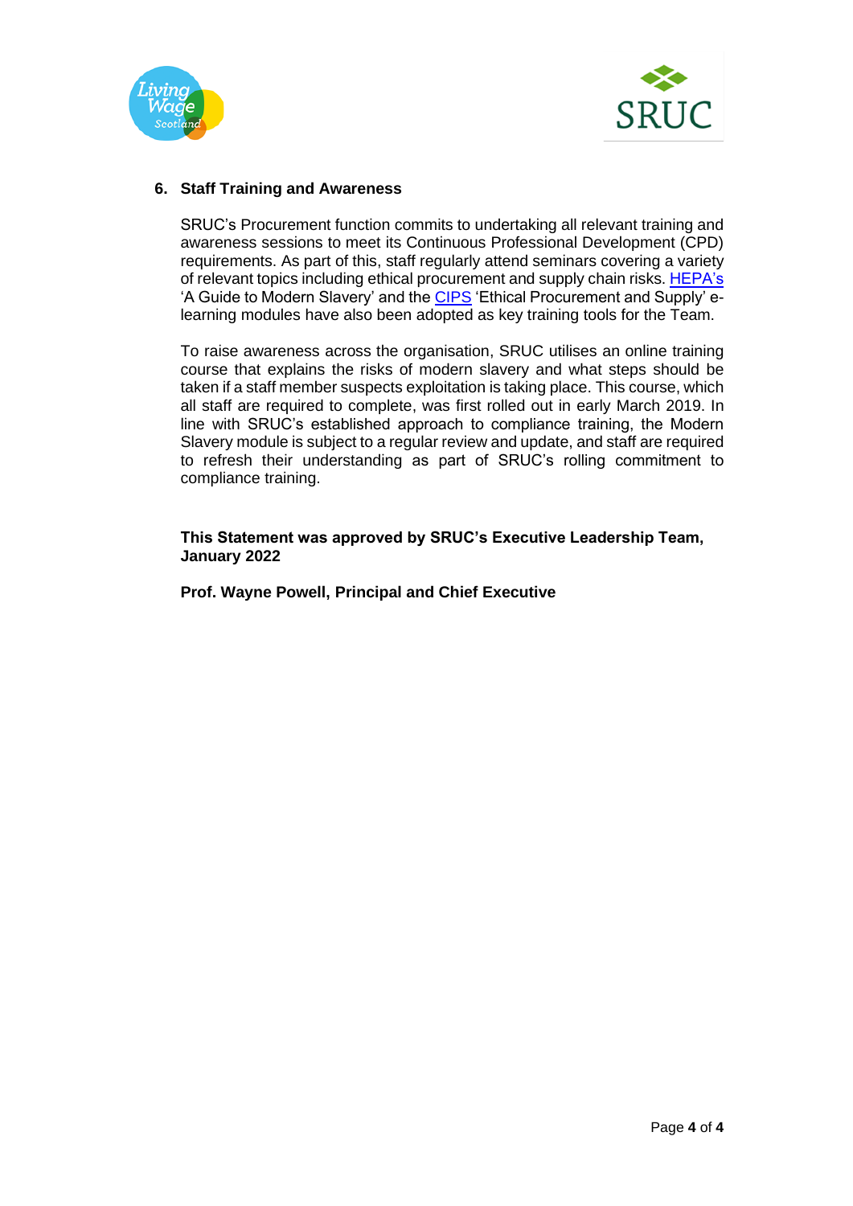## 6. Staff Training and Awareness

SRUC's Procurement function commits to undertaking all relevant training and awareness sessions to meet its Continuous Professional Development (CPD) requirements. As part of this, staff regularly attend seminars covering a variety of relevant topics including ethical procurement and supply chain risks. HEPA's 'A Guide to Modern Slavery' and the CIPS 'Ethical Procurement and Supply' e-learning modules have also been adopted as key training tools for the Team.

To raise awareness across the organisation, SRUC utilises an online training course that explains the risks of modern slavery and what steps should be taken if a staff member suspects exploitation is taking place. This course, which all staff are required to complete, was first rolled out in early March 2019. In line with SRUC's established approach to compliance training, the Modern Slavery module is subject to a regular review and update, and staff are required to refresh their understanding as part of SRUC's rolling commitment to compliance training.

**This Statement was approved by SRUC's Executive Leadership Team, January 2022**

**Prof. Wayne Powell, Principal and Chief Executive**